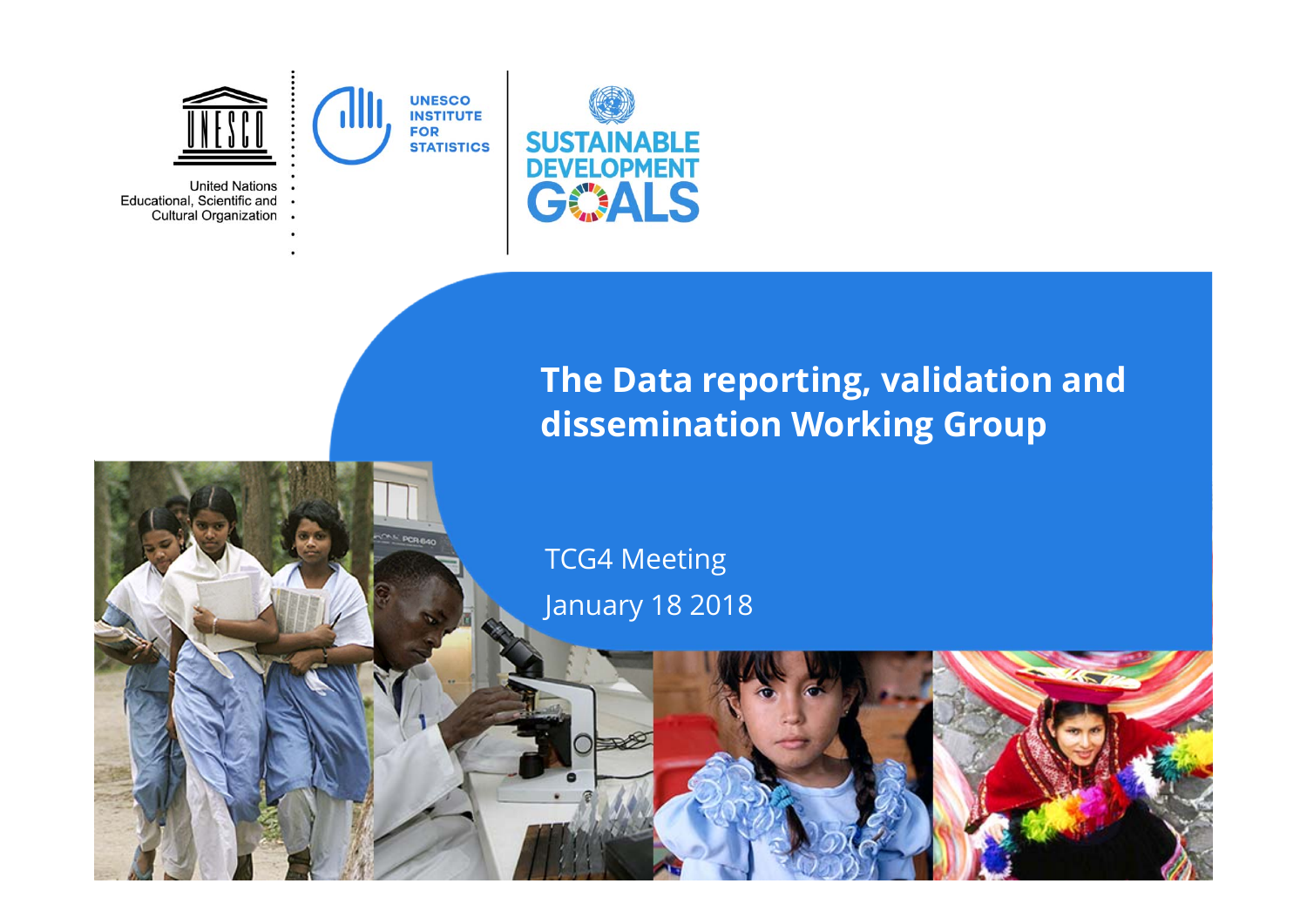United Nations Educational, Scientific and Cultural Organization

UNESCO INSTITUTE FOR STATISTICS

SUSTAINABLE DEVELOPMENT GOALS

# The Data reporting, validation and dissemination Working Group

TCG4 Meeting

January 18 2018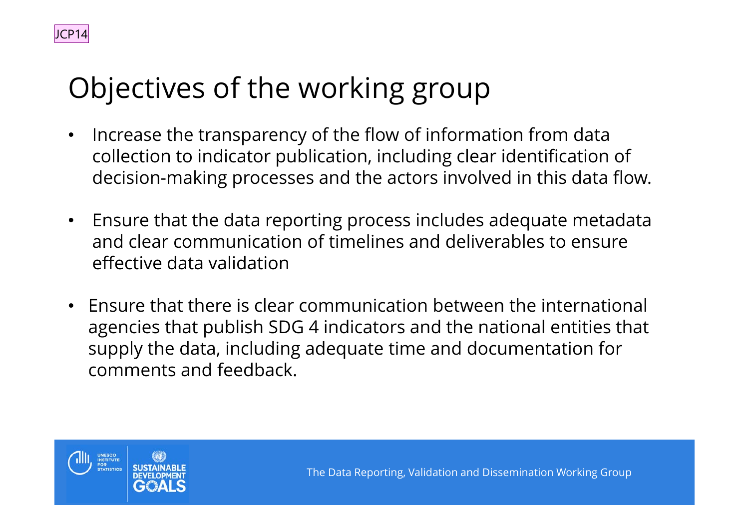# Objectives of the working group

- Increase the transparency of the flow of information from data collection to indicator publication, including clear identification of decision-making processes and the actors involved in this data flow.
- Ensure that the data reporting process includes adequate metadata and clear communication of timelines and deliverables to ensure effective data validation
- Ensure that there is clear communication between the international agencies that publish SDG 4 indicators and the national entities that supply the data, including adequate time and documentation for comments and feedback.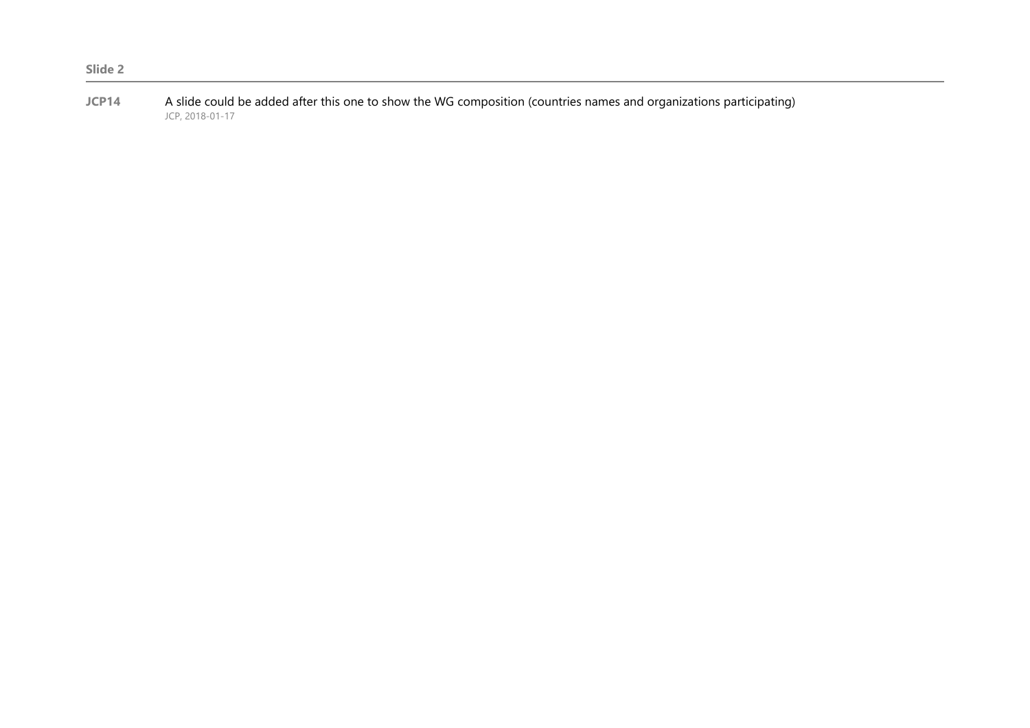**Slide 2**

---

**JCP14** A slide could be added after this one to show the WG composition (countries names and organizations participating)
JCP, 2018-01-17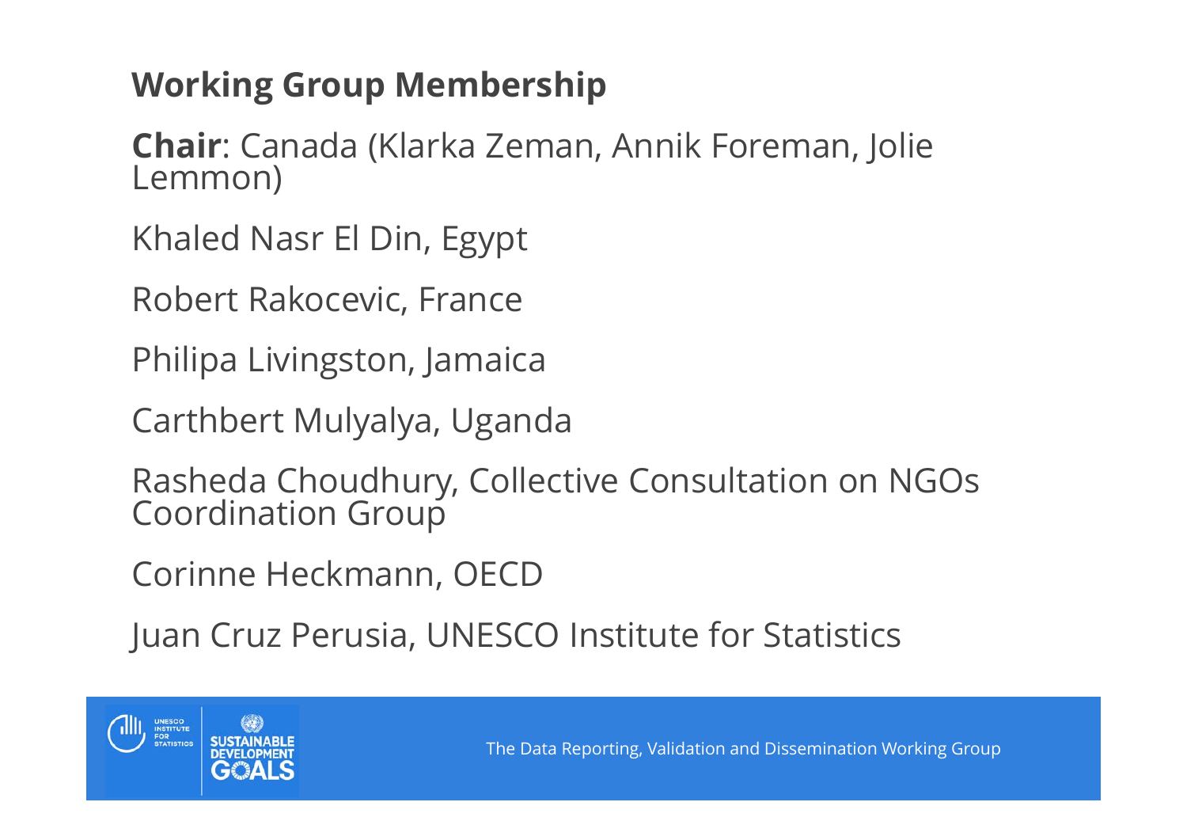## Working Group Membership

**Chair**: Canada (Klarka Zeman, Annik Foreman, Jolie Lemmon)

Khaled Nasr El Din, Egypt

Robert Rakocevic, France

Philipa Livingston, Jamaica

Carthbert Mulyalya, Uganda

Rasheda Choudhury, Collective Consultation on NGOs Coordination Group

Corinne Heckmann, OECD

Juan Cruz Perusia, UNESCO Institute for Statistics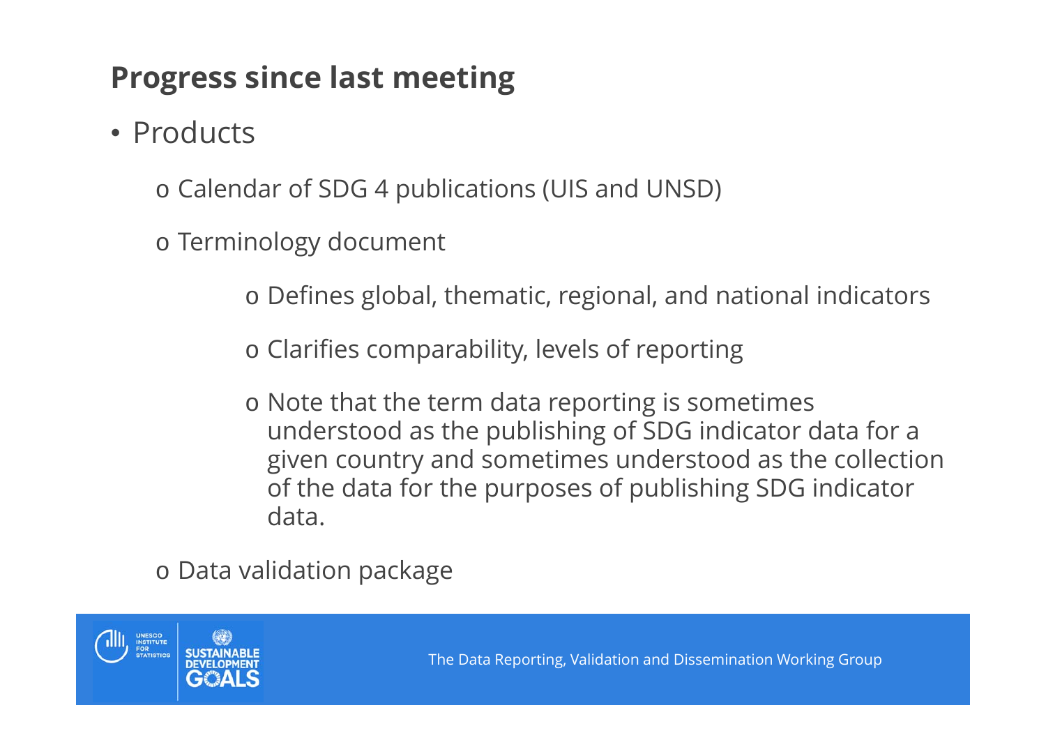## Progress since last meeting

- Products
  - Calendar of SDG 4 publications (UIS and UNSD)
  - Terminology document
    - Defines global, thematic, regional, and national indicators
    - Clarifies comparability, levels of reporting
    - Note that the term data reporting is sometimes understood as the publishing of SDG indicator data for a given country and sometimes understood as the collection of the data for the purposes of publishing SDG indicator data.
  - Data validation package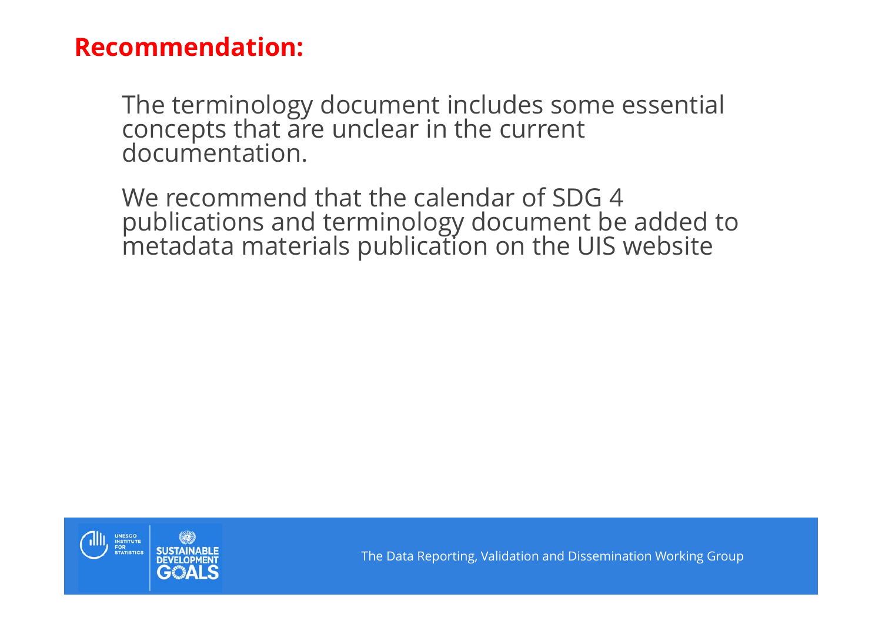## Recommendation:

The terminology document includes some essential concepts that are unclear in the current documentation.

We recommend that the calendar of SDG 4 publications and terminology document be added to metadata materials publication on the UIS website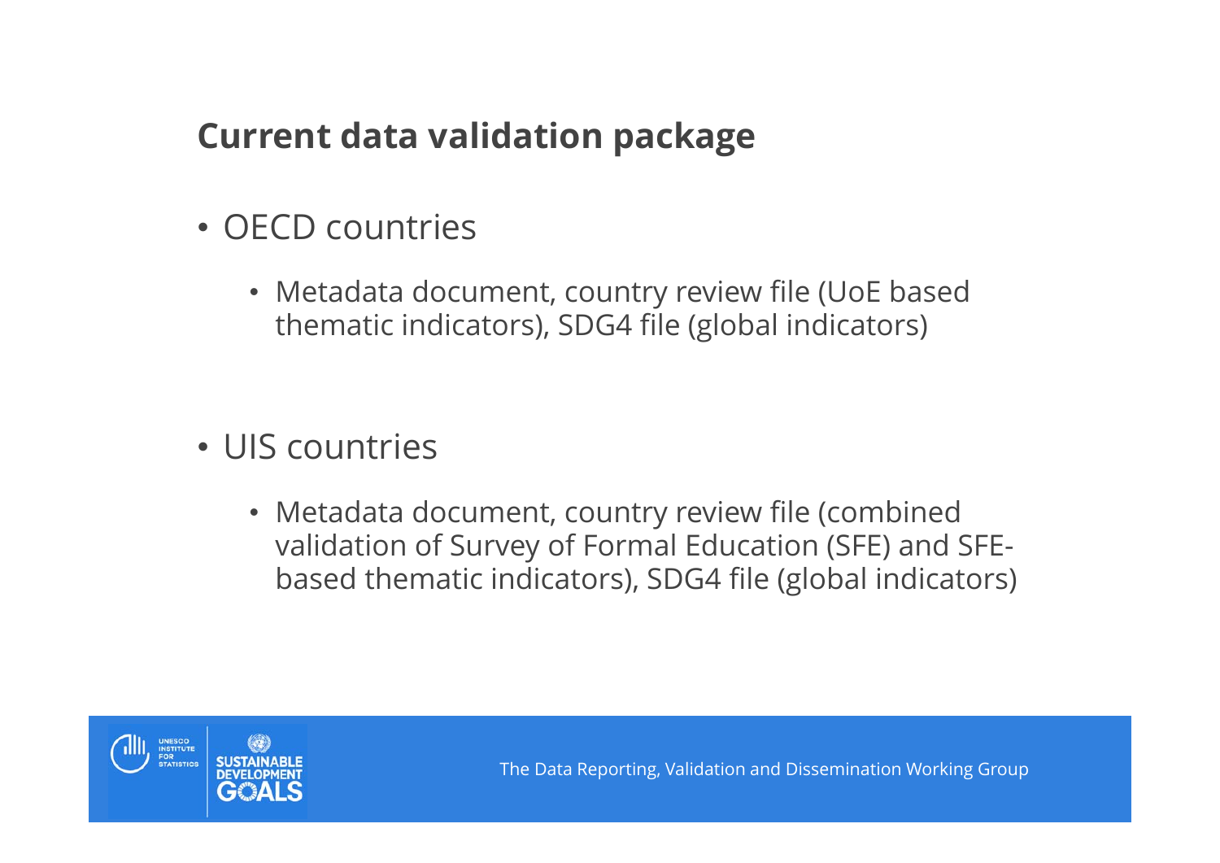## Current data validation package

- OECD countries
  - Metadata document, country review file (UoE based thematic indicators), SDG4 file (global indicators)

- UIS countries
  - Metadata document, country review file (combined validation of Survey of Formal Education (SFE) and SFE-based thematic indicators), SDG4 file (global indicators)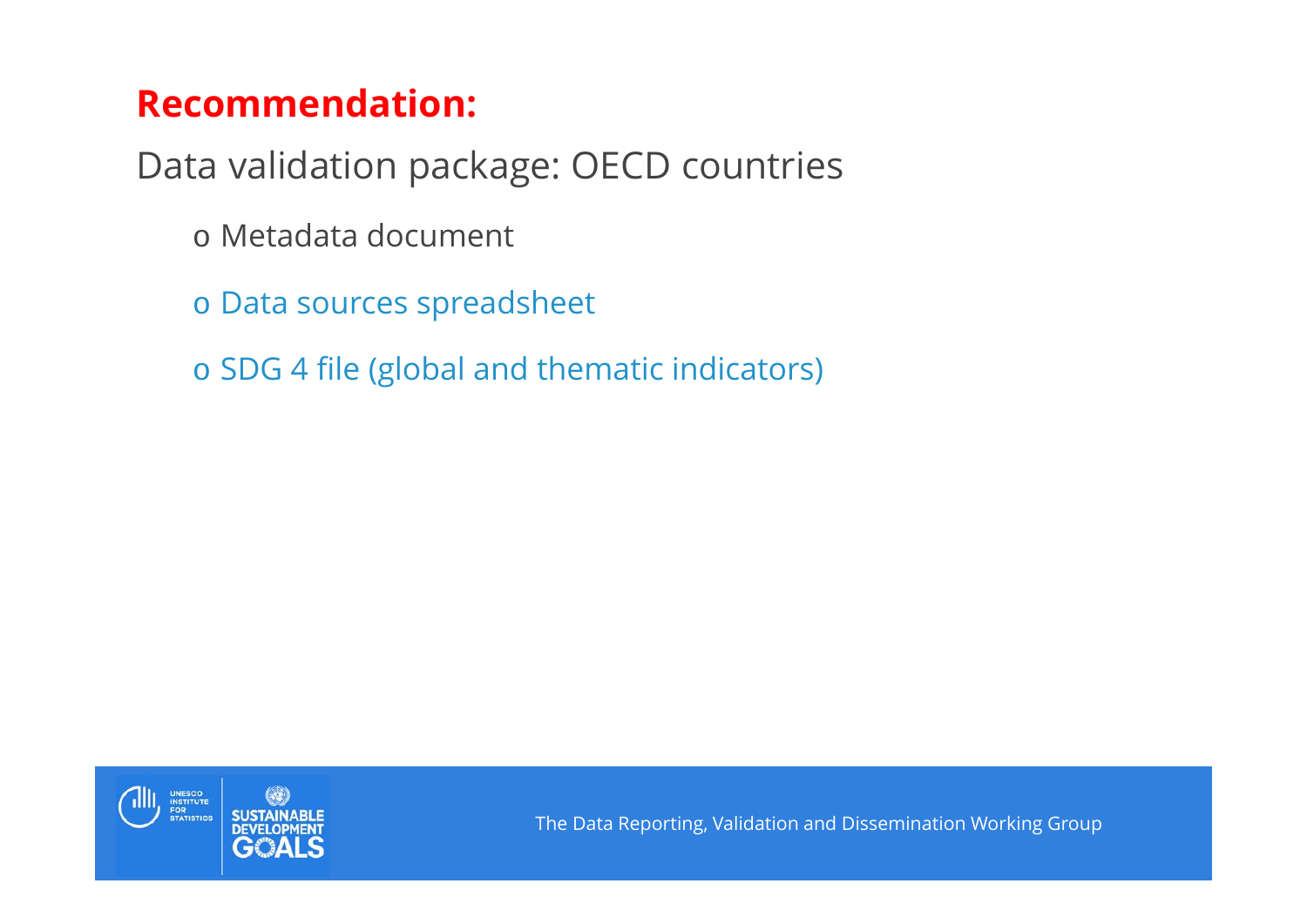**Recommendation:**

Data validation package: OECD countries

- Metadata document
- Data sources spreadsheet
- SDG 4 file (global and thematic indicators)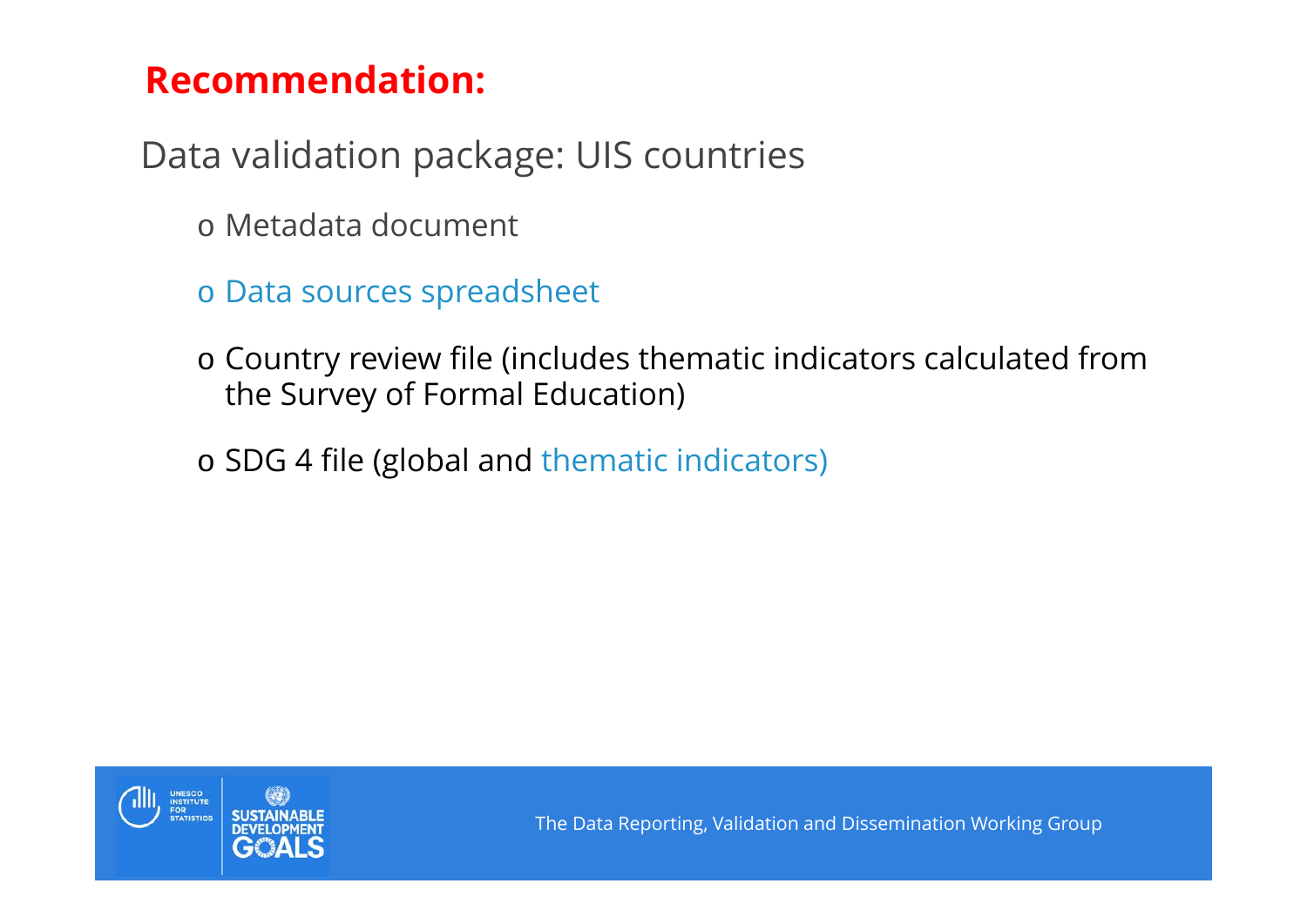**Recommendation:**

Data validation package: UIS countries

- Metadata document
- Data sources spreadsheet
- Country review file (includes thematic indicators calculated from the Survey of Formal Education)
- SDG 4 file (global and thematic indicators)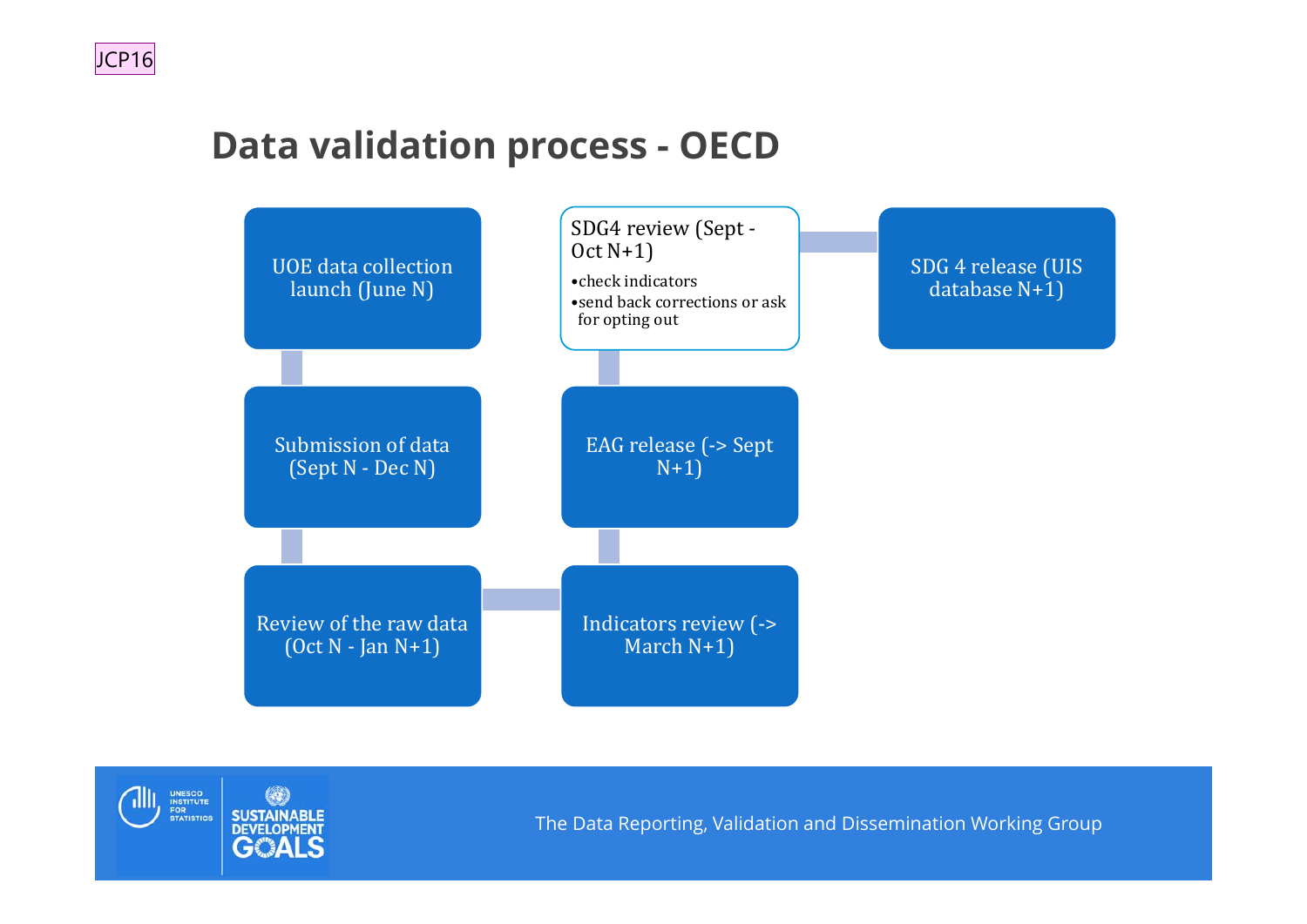JCP16

# Data validation process - OECD

- UOE data collection launch (June N)
- Submission of data (Sept N - Dec N)
- Review of the raw data (Oct N - Jan N+1)
- Indicators review (-> March N+1)
- EAG release (-> Sept N+1)
- SDG4 review (Sept - Oct N+1)
  - check indicators
  - send back corrections or ask for opting out
- SDG 4 release (UIS database N+1)

The Data Reporting, Validation and Dissemination Working Group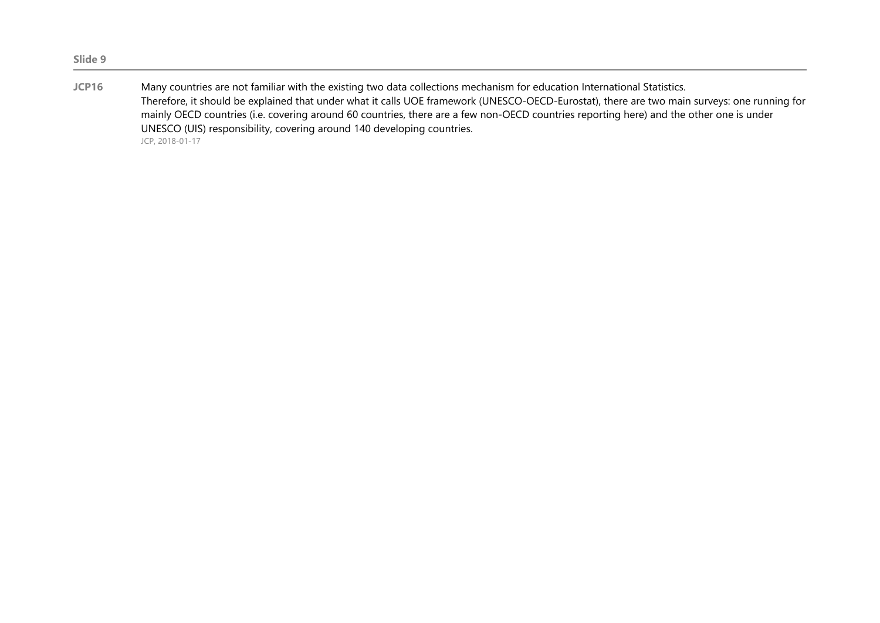**Slide 9**

---

**JCP16** Many countries are not familiar with the existing two data collections mechanism for education International Statistics.
Therefore, it should be explained that under what it calls UOE framework (UNESCO-OECD-Eurostat), there are two main surveys: one running for mainly OECD countries (i.e. covering around 60 countries, there are a few non-OECD countries reporting here) and the other one is under UNESCO (UIS) responsibility, covering around 140 developing countries.
JCP, 2018-01-17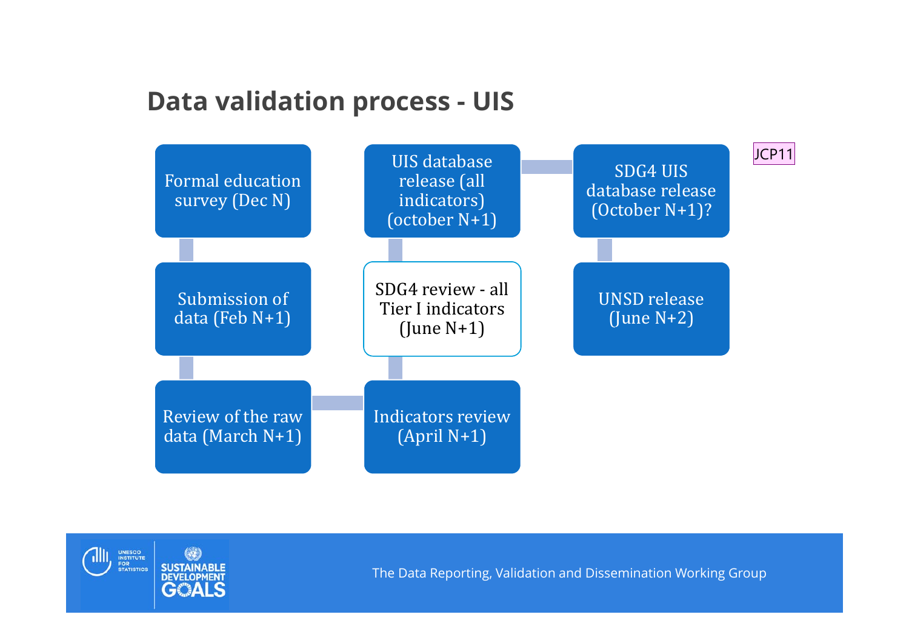## Data validation process - UIS

- Formal education survey (Dec N)
- Submission of data (Feb N+1)
- Review of the raw data (March N+1)
- Indicators review (April N+1)
- SDG4 review - all Tier I indicators (June N+1)
- UIS database release (all indicators) (october N+1)
- SDG4 UIS database release (October N+1)?
- UNSD release (June N+2)

JCP11

The Data Reporting, Validation and Dissemination Working Group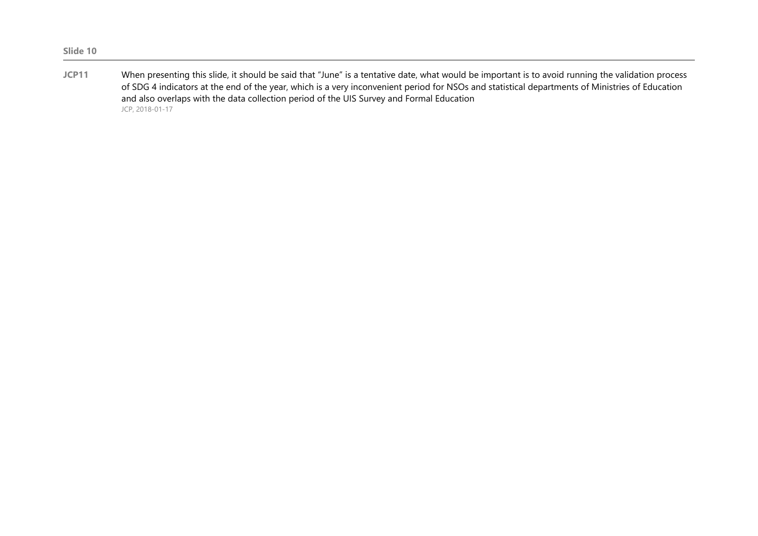**Slide 10**

---

**JCP11** When presenting this slide, it should be said that “June” is a tentative date, what would be important is to avoid running the validation process of SDG 4 indicators at the end of the year, which is a very inconvenient period for NSOs and statistical departments of Ministries of Education and also overlaps with the data collection period of the UIS Survey and Formal Education
JCP, 2018-01-17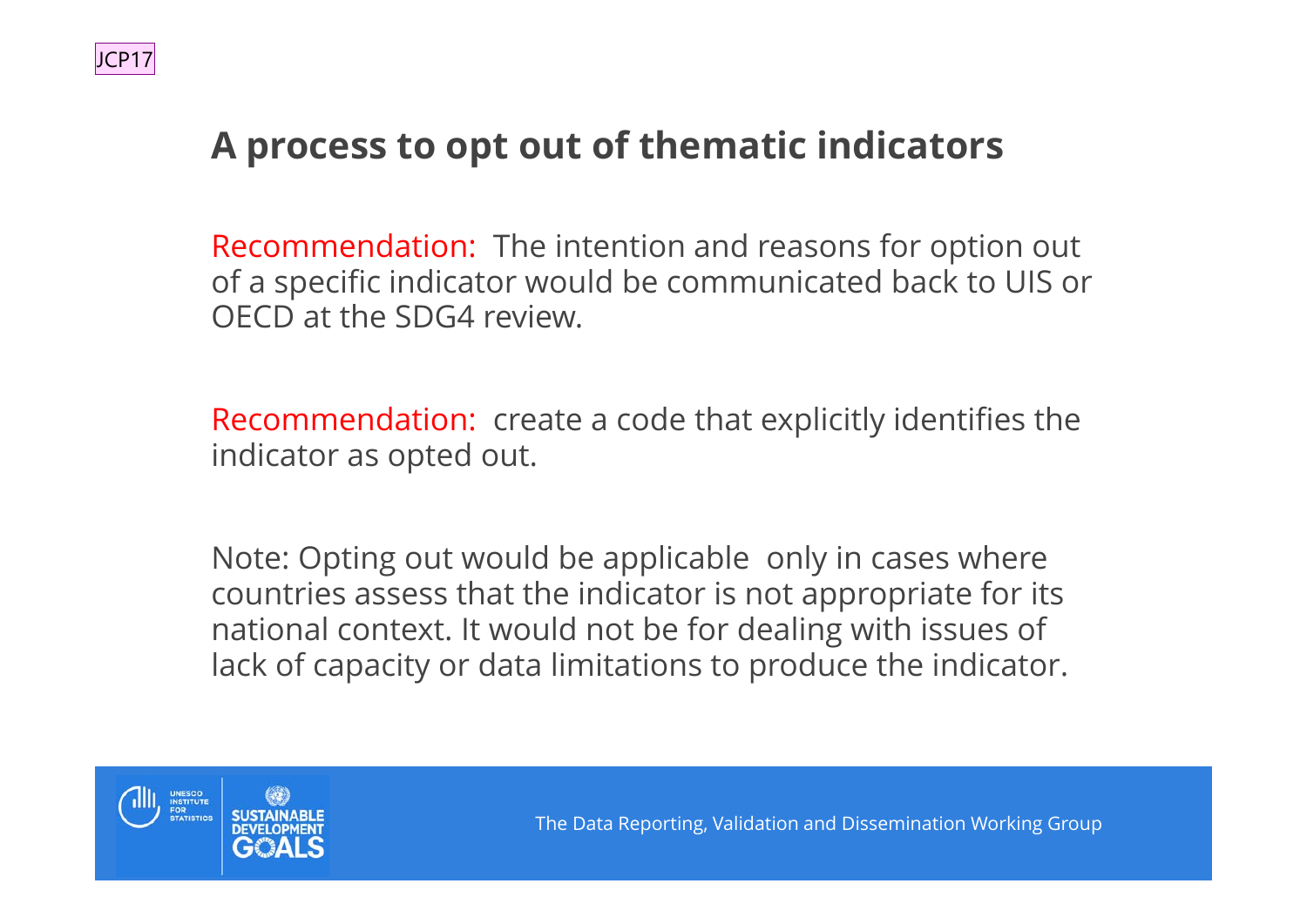JCP17

## A process to opt out of thematic indicators

Recommendation: The intention and reasons for option out of a specific indicator would be communicated back to UIS or OECD at the SDG4 review.

Recommendation: create a code that explicitly identifies the indicator as opted out.

Note: Opting out would be applicable only in cases where countries assess that the indicator is not appropriate for its national context. It would not be for dealing with issues of lack of capacity or data limitations to produce the indicator.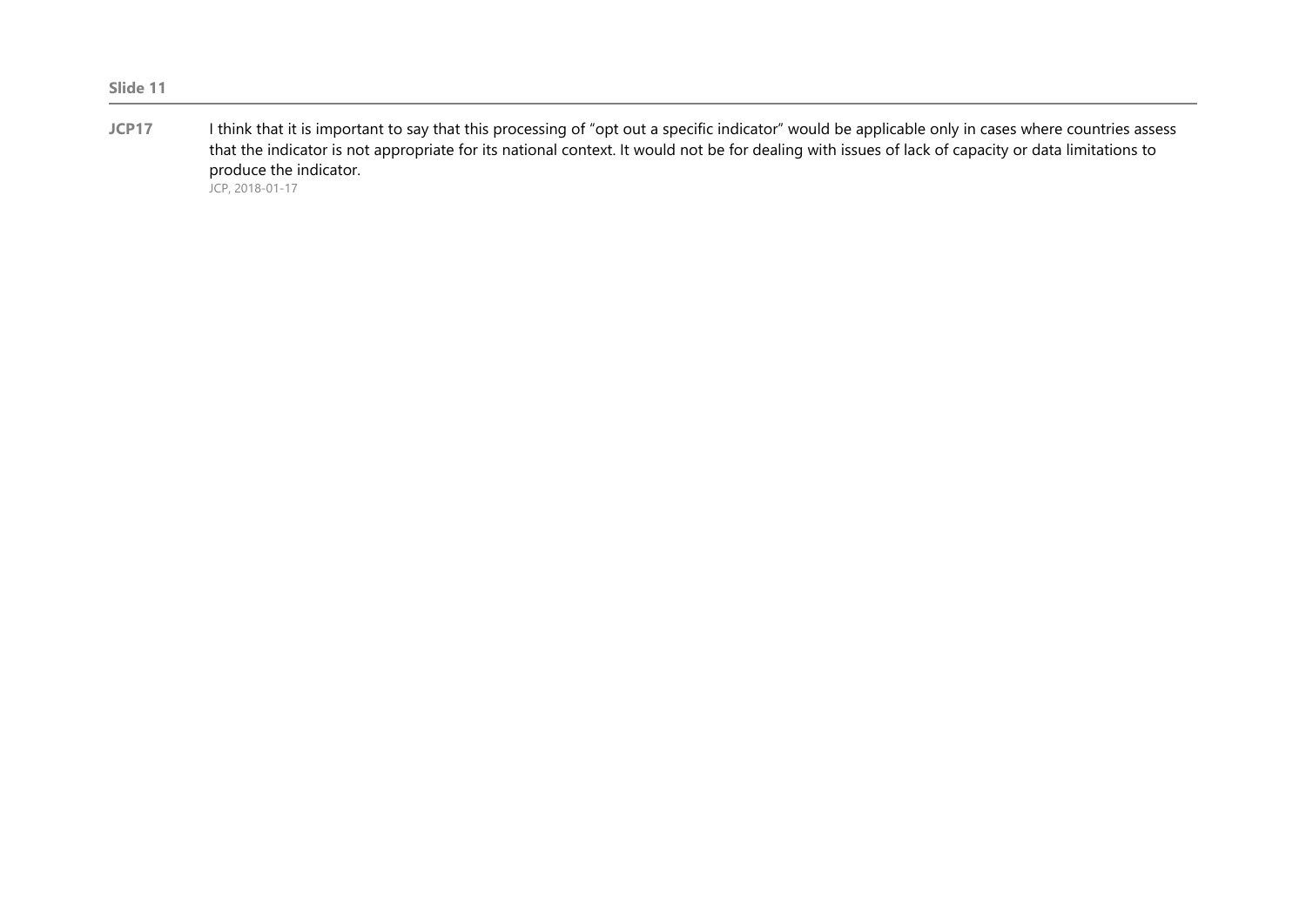**Slide 11**

---

**JCP17** I think that it is important to say that this processing of "opt out a specific indicator" would be applicable only in cases where countries assess that the indicator is not appropriate for its national context. It would not be for dealing with issues of lack of capacity or data limitations to produce the indicator.

JCP, 2018-01-17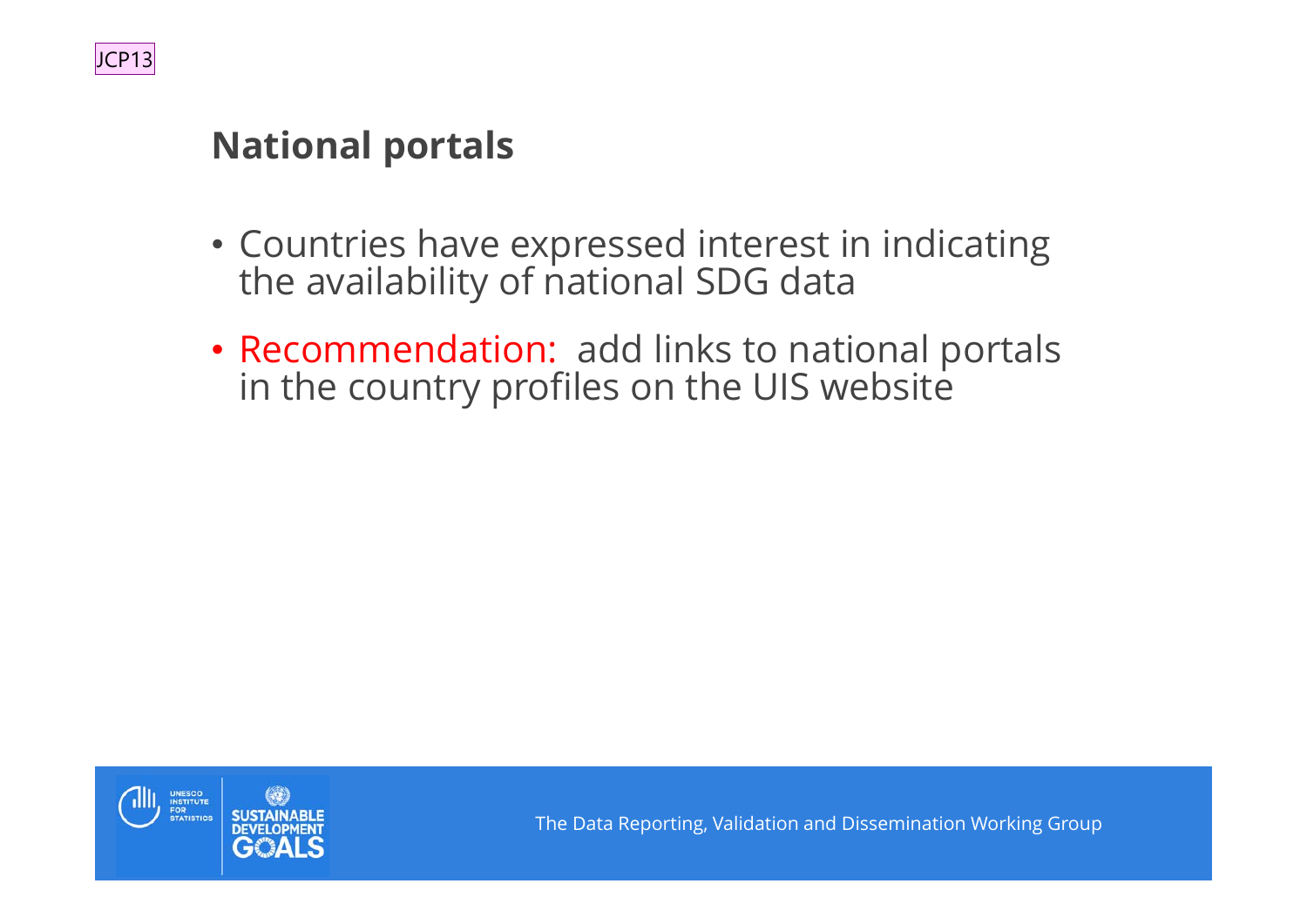JCP13

## National portals

- Countries have expressed interest in indicating the availability of national SDG data
- Recommendation: add links to national portals in the country profiles on the UIS website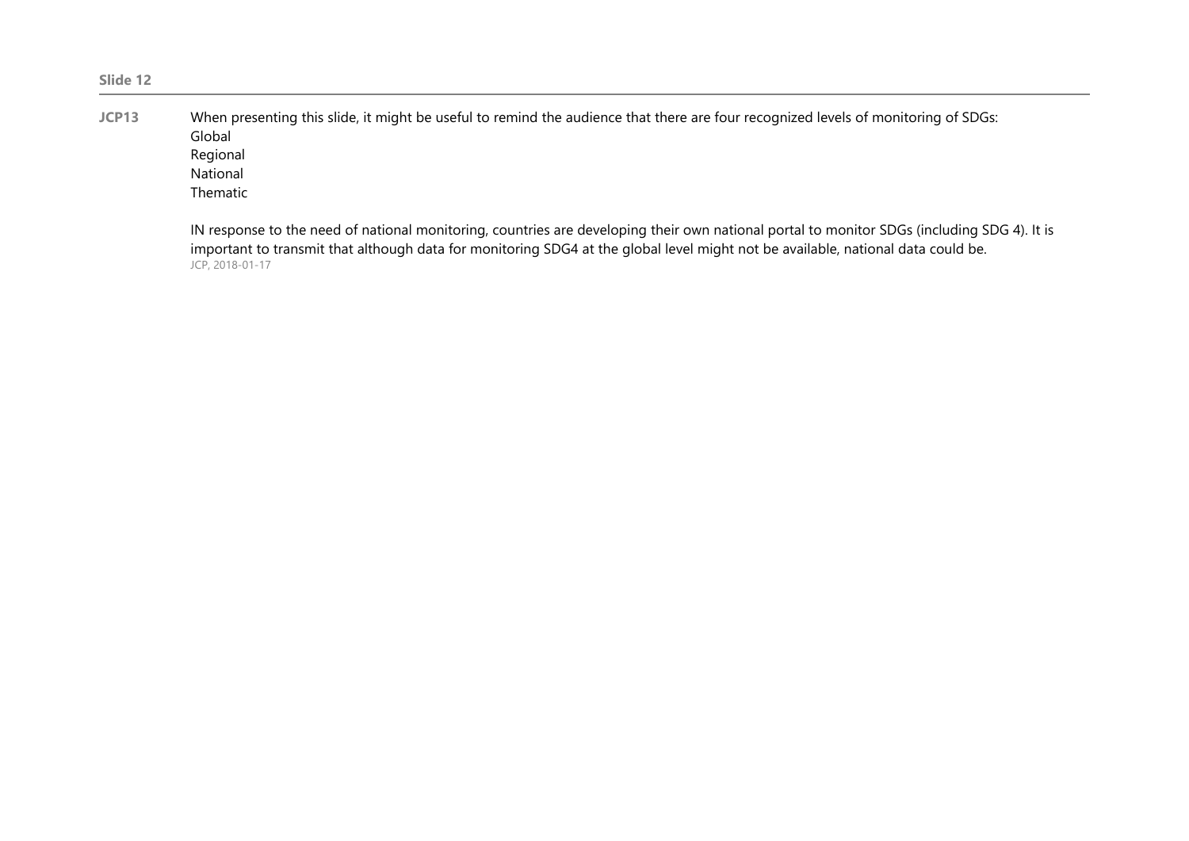**Slide 12**

---

**JCP13** When presenting this slide, it might be useful to remind the audience that there are four recognized levels of monitoring of SDGs:
Global
Regional
National
Thematic

IN response to the need of national monitoring, countries are developing their own national portal to monitor SDGs (including SDG 4). It is important to transmit that although data for monitoring SDG4 at the global level might not be available, national data could be.
JCP, 2018-01-17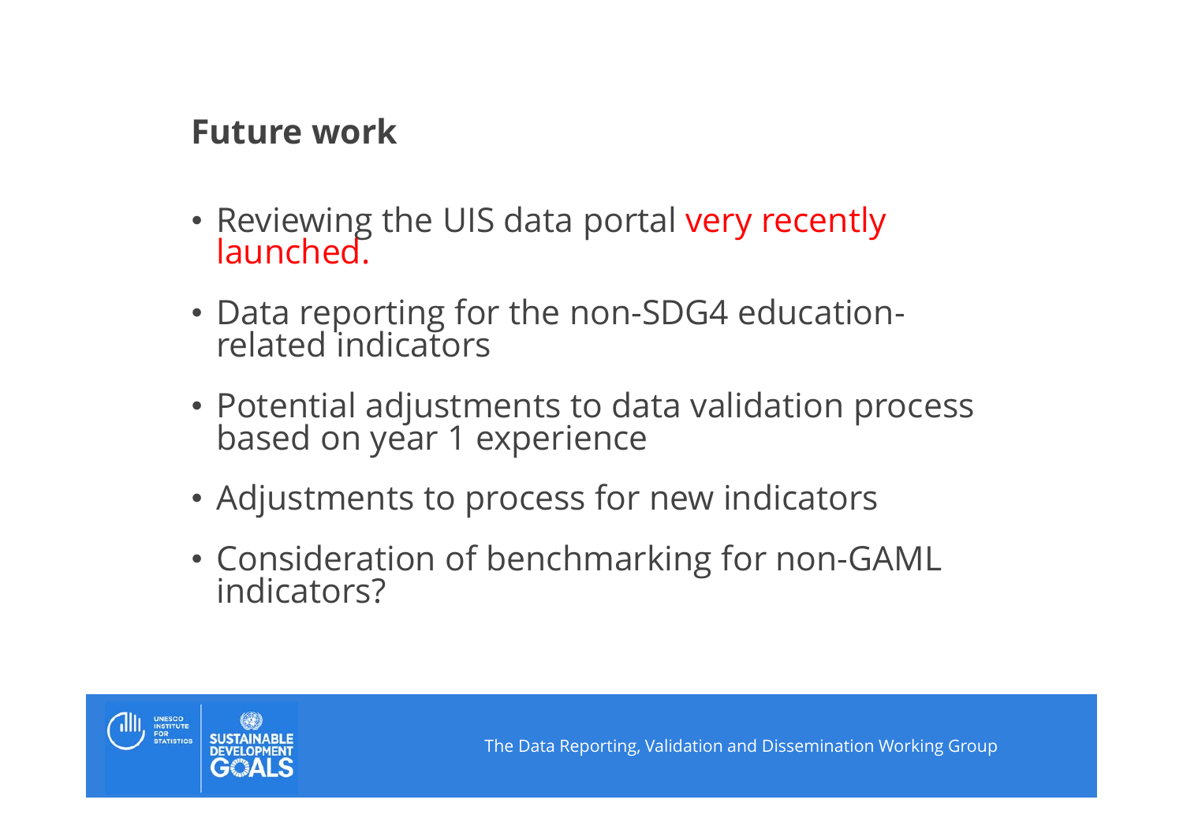## Future work

- Reviewing the UIS data portal very recently launched.
- Data reporting for the non-SDG4 education-related indicators
- Potential adjustments to data validation process based on year 1 experience
- Adjustments to process for new indicators
- Consideration of benchmarking for non-GAML indicators?